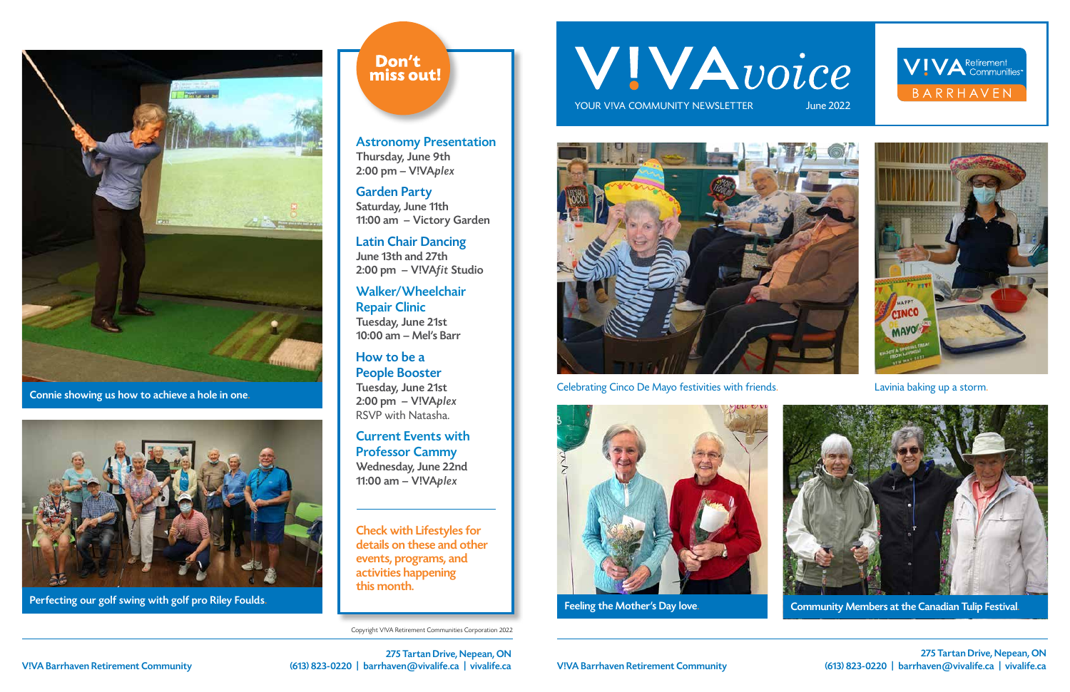# V!VA voice

YOUR V!VA COMMUNITY NEWSLETTER — June 2022

V!VA Retirement Communities BARRHAVEN

Celebrating Cinco De Mayo festivities with friends.

Lavinia baking up a storm.

Feeling the Mother's Day love.

Community Members at the Canadian Tulip Festival.

Connie showing us how to achieve a hole in one.

Perfecting our golf swing with golf pro Riley Foulds.

## Don't miss out!

**Astronomy Presentation**
Thursday, June 9th
2:00 pm – V!VA*plex*

**Garden Party**
Saturday, June 11th
11:00 am – Victory Garden

**Latin Chair Dancing**
June 13th and 27th
2:00 pm – V!VA*fit* Studio

**Walker/Wheelchair Repair Clinic**
Tuesday, June 21st
10:00 am – Mel's Barr

**How to be a People Booster**
Tuesday, June 21st
2:00 pm – V!VA*plex*
RSVP with Natasha.

**Current Events with Professor Cammy**
Wednesday, June 22nd
11:00 am – V!VA*plex*

---

Check with Lifestyles for details on these and other events, programs, and activities happening this month.

Copyright V!VA Retirement Communities Corporation 2022

V!VA Barrhaven Retirement Community

275 Tartan Drive, Nepean, ON
(613) 823-0220 | barrhaven@vivalife.ca | vivalife.ca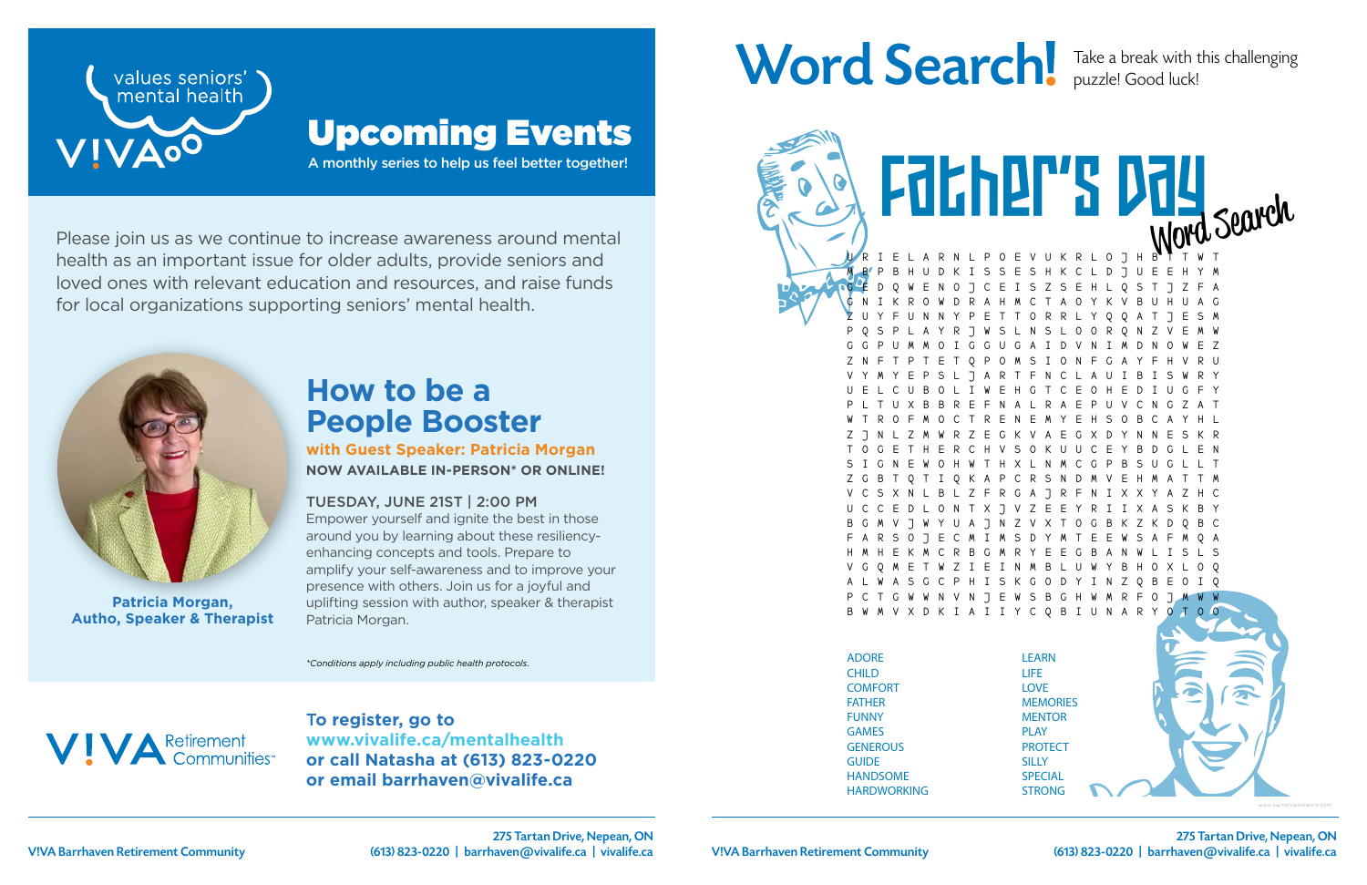values seniors' mental health

VIVA

# Upcoming Events

A monthly series to help us feel better together!

Please join us as we continue to increase awareness around mental health as an important issue for older adults, provide seniors and loved ones with relevant education and resources, and raise funds for local organizations supporting seniors' mental health.

## How to be a People Booster

**with Guest Speaker: Patricia Morgan**

**NOW AVAILABLE IN-PERSON* OR ONLINE!**

TUESDAY, JUNE 21ST | 2:00 PM

Empower yourself and ignite the best in those around you by learning about these resiliency-enhancing concepts and tools. Prepare to amplify your self-awareness and to improve your presence with others. Join us for a joyful and uplifting session with author, speaker & therapist Patricia Morgan.

*\*Conditions apply including public health protocols.*

**Patricia Morgan, Autho, Speaker & Therapist**

VIVA Retirement Communities

**To register, go to www.vivalife.ca/mentalhealth or call Natasha at (613) 823-0220 or email barrhaven@vivalife.ca**

# Word Search!

Take a break with this challenging puzzle! Good luck!

## Father's Day Word Search

```
U R I E L A R N L P O E V U K R L O J H B T T W T
M B P B H U D K I S S E S H K C L D J U E E H Y M
G E D Q W E N O J C E I S Z S E H L Q S T J Z F A
G N I K R O W D R A H M C T A O Y K V B U H U A G
Z U Y F U N N Y P E T T O R R L Y Q Q A T J E S M
P Q S P L A Y R J W S L N S L O O R Q N Z V E M W
G G P U M M O I G G U G A I D V N I M D N O W E Z
Z N F T P T E T Q P O M S I O N F G A Y F H V R U
V Y M Y E P S L J A R T F N C L A U I B I S W R Y
U E L C U B O L I W E H G T C E O H E D I U G F Y
P L T U X B B R E F N A L R A E P U V C N G Z A T
W T R O F M O C T R E N E M Y E H S O B C A Y H L
Z J N L Z M W R Z E G K V A E G X D Y N N E S K R
T O G E T H E R C H V S O K U U C E Y B D G L E N
S I G N E W O H W T H X L N M C G P B S U G L L T
Z G B T Q T I Q K A P C R S N D M V E H M A T T M
V C S X N L B L Z F R G A J R F N I X X Y A Z H C
U C C E D L O N T X J V Z E E Y R I I X A S K B Y
B G M V J W Y U A J N Z V X T O G B K Z K D Q B C
F A R S O J E C M I M S D Y M T E E W S A F M Q A
H M H E K M C R B G M R Y E E G B A N W L I S L S
V G Q M E T W Z I E I N M B L U W Y B H O X L O Q
A L W A S G C P H I S K G O D Y I N Z Q B E O I Q
P C T G W W N V N J E W S B G H W M R F O J M W W
B W M V X D K I A I I Y C Q B I U N A R Y O T O O
```

| | |
|---|---|
| ADORE | LEARN |
| CHILD | LIFE |
| COMFORT | LOVE |
| FATHER | MEMORIES |
| FUNNY | MENTOR |
| GAMES | PLAY |
| GENEROUS | PROTECT |
| GUIDE | SILLY |
| HANDSOME | SPECIAL |
| HARDWORKING | STRONG |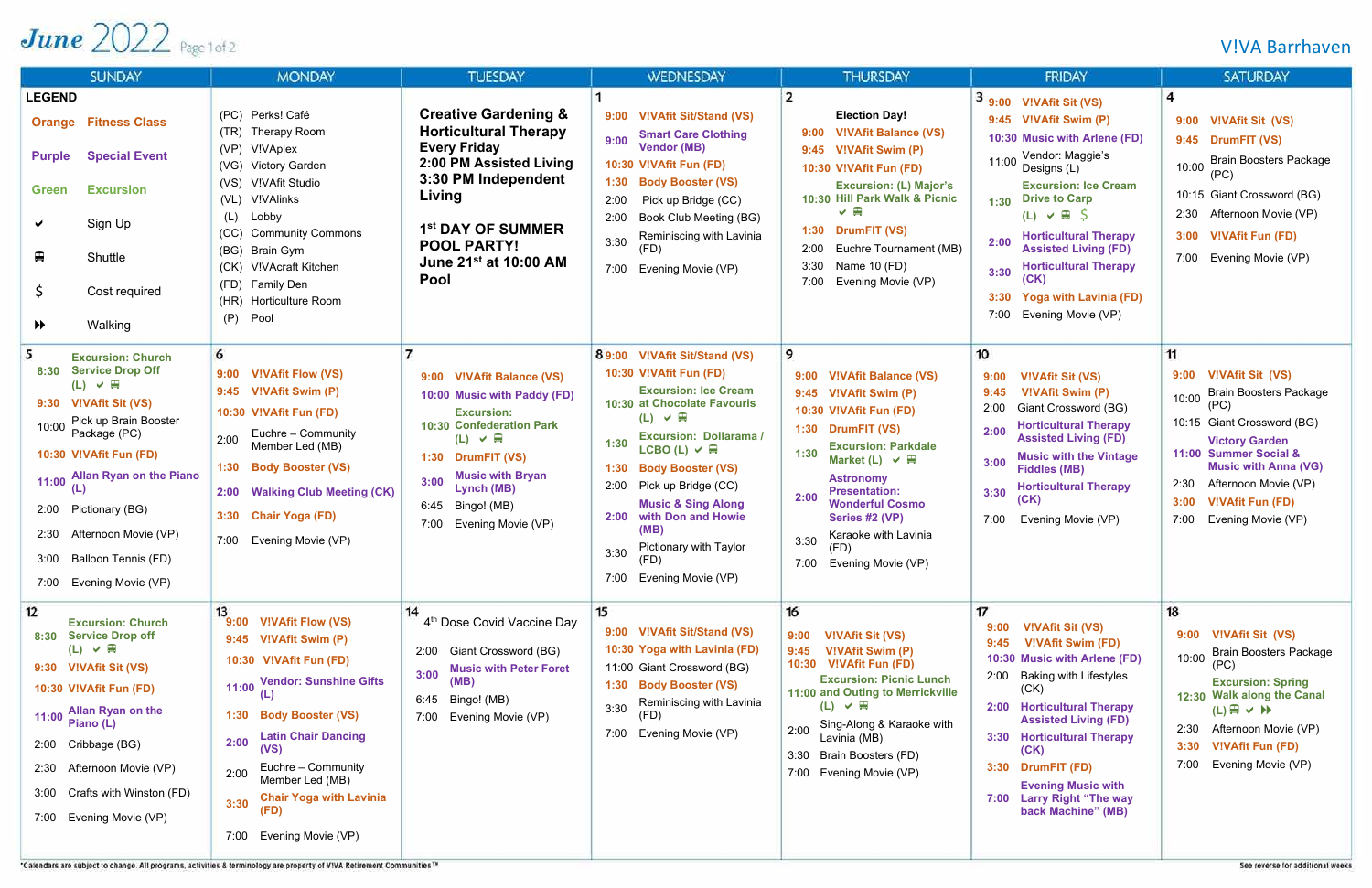# June 2022

## V!VA Barrhaven

| SUNDAY | MONDAY | TUESDAY | WEDNESDAY | THURSDAY | FRIDAY | SATURDAY |
|---|---|---|---|---|---|---|
| **LEGEND**<br>Orange Fitness Class<br>Purple Special Event<br>Green Excursion<br>✔ Sign Up<br>🚌 Shuttle<br>$ Cost required<br>⏩ Walking | (PC) Perks! Café<br>(TR) Therapy Room<br>(VP) V!VAplex<br>(VG) Victory Garden<br>(VS) V!VAfit Studio<br>(VL) V!VAlinks<br>(L) Lobby<br>(CC) Community Commons<br>(BG) Brain Gym<br>(CK) V!VAcraft Kitchen<br>(FD) Family Den<br>(HR) Horticulture Room<br>(P) Pool | **Creative Gardening & Horticultural Therapy Every Friday**<br>**2:00 PM Assisted Living**<br>**3:30 PM Independent Living**<br><br>**1st DAY OF SUMMER POOL PARTY!**<br>**June 21st at 10:00 AM**<br>**Pool** | **1**<br>9:00 V!VAfit Sit/Stand (VS)<br>9:00 Smart Care Clothing Vendor (MB)<br>10:30 V!VAfit Fun (FD)<br>1:30 Body Booster (VS)<br>2:00 Pick up Bridge (CC)<br>2:00 Book Club Meeting (BG)<br>3:30 Reminiscing with Lavinia (FD)<br>7:00 Evening Movie (VP) | **2**<br>Election Day!<br>9:00 V!VAfit Balance (VS)<br>9:45 V!VAfit Swim (P)<br>10:30 V!VAfit Fun (FD)<br>10:30 Excursion: (L) Major's Hill Park Walk & Picnic ✔ 🚌<br>1:30 DrumFIT (VS)<br>2:00 Euchre Tournament (MB)<br>3:30 Name 10 (FD)<br>7:00 Evening Movie (VP) | **3**<br>9:00 V!VAfit Sit (VS)<br>9:45 V!VAfit Swim (P)<br>10:30 V!VAfit Fun with Arlene (FD)<br>11:00 Vendor: Maggie's Designs (L)<br>1:30 Excursion: Ice Cream Drive to Carp (L) ✔ 🚌 $<br>2:00 Horticultural Therapy Assisted Living (FD)<br>3:30 Horticultural Therapy (CK)<br>3:30 Yoga with Lavinia (FD)<br>7:00 Evening Movie (VP) | **4**<br>9:00 V!VAfit Sit (VS)<br>9:45 DrumFIT (VS)<br>10:00 Brain Boosters Package (PC)<br>10:15 Giant Crossword (BG)<br>2:30 Afternoon Movie (VP)<br>3:00 V!VAfit Fun (FD)<br>7:00 Evening Movie (VP) |
| **5**<br>8:30 Excursion: Church Service Drop Off (L) ✔ 🚌<br>9:30 V!VAfit Sit (VS)<br>10:00 Pick up Brain Booster Package (PC)<br>10:30 V!VAfit Fun (FD)<br>11:00 Allan Ryan on the Piano (L)<br>2:00 Pictionary (BG)<br>2:30 Afternoon Movie (VP)<br>3:00 Balloon Tennis (FD)<br>7:00 Evening Movie (VP) | **6**<br>9:00 V!VAfit Flow (VS)<br>9:45 V!VAfit Swim (P)<br>10:30 V!VAfit Fun (FD)<br>2:00 Euchre – Community Member Led (MB)<br>1:30 Body Booster (VS)<br>2:00 Walking Club Meeting (CK)<br>3:30 Chair Yoga (FD)<br>7:00 Evening Movie (VP) | **7**<br>9:00 V!VAfit Balance (VS)<br>10:00 Music with Paddy (FD)<br>10:30 Excursion: Confederation Park (L) ✔ 🚌<br>1:30 DrumFIT (VS)<br>3:00 Music with Bryan Lynch (MB)<br>6:45 Bingo! (MB)<br>7:00 Evening Movie (VP) | **8**<br>9:00 V!VAfit Sit/Stand (VS)<br>10:30 V!VAfit Fun (FD)<br>10:30 Excursion: Ice Cream at Chocolate Favouris (L) ✔ 🚌<br>1:30 Excursion: Dollarama / LCBO (L) ✔ 🚌<br>1:30 Body Booster (VS)<br>2:00 Pick up Bridge (CC)<br>2:00 Music & Sing Along with Don and Howie (MB)<br>3:30 Pictionary with Taylor (FD)<br>7:00 Evening Movie (VP) | **9**<br>9:00 V!VAfit Balance (VS)<br>9:45 V!VAfit Swim (P)<br>10:30 V!VAfit Fun (FD)<br>1:30 DrumFIT (VS)<br>1:30 Excursion: Parkdale Market (L) ✔ 🚌<br>2:00 Astronomy Presentation: Wonderful Cosmo Series #2 (VP)<br>3:30 Karaoke with Lavinia (FD)<br>7:00 Evening Movie (VP) | **10**<br>9:00 V!VAfit Sit (VS)<br>9:45 V!VAfit Swim (P)<br>2:00 Giant Crossword (BG)<br>2:00 Horticultural Therapy Assisted Living (FD)<br>3:00 Music with the Vintage Fiddles (MB)<br>3:30 Horticultural Therapy (CK)<br>7:00 Evening Movie (VP) | **11**<br>9:00 V!VAfit Sit (VS)<br>10:00 Brain Boosters Package (PC)<br>10:15 Giant Crossword (BG)<br>11:00 Victory Garden Summer Social & Music with Anna (VG)<br>2:30 Afternoon Movie (VP)<br>3:00 V!VAfit Fun (FD)<br>7:00 Evening Movie (VP) |
| **12**<br>8:30 Excursion: Church Service Drop off (L) ✔ 🚌<br>9:30 V!VAfit Sit (VS)<br>10:30 V!VAfit Fun (FD)<br>11:00 Allan Ryan on the Piano (L)<br>2:00 Cribbage (BG)<br>2:30 Afternoon Movie (VP)<br>3:00 Crafts with Winston (FD)<br>7:00 Evening Movie (VP) | **13**<br>9:00 V!VAfit Flow (VS)<br>9:45 V!VAfit Swim (P)<br>10:30 V!VAfit Fun (FD)<br>11:00 Vendor: Sunshine Gifts (L)<br>1:30 Body Booster (VS)<br>2:00 Latin Chair Dancing (VS)<br>2:00 Euchre – Community Member Led (MB)<br>3:30 Chair Yoga with Lavinia (FD)<br>7:00 Evening Movie (VP) | **14**<br>4th Dose Covid Vaccine Day<br>2:00 Giant Crossword (BG)<br>3:00 Music with Peter Foret (MB)<br>6:45 Bingo! (MB)<br>7:00 Evening Movie (VP) | **15**<br>9:00 V!VAfit Sit/Stand (VS)<br>10:30 Yoga with Lavinia (FD)<br>11:00 Giant Crossword (BG)<br>1:30 Body Booster (VS)<br>3:30 Reminiscing with Lavinia (FD)<br>7:00 Evening Movie (VP) | **16**<br>9:00 V!VAfit Sit (VS)<br>9:45 V!VAfit Swim (P)<br>10:30 V!VAfit Fun (FD)<br>11:00 Excursion: Picnic Lunch and Outing to Merrickville (L) ✔ 🚌<br>2:00 Sing-Along & Karaoke with Lavinia (MB)<br>3:30 Brain Boosters (FD)<br>7:00 Evening Movie (VP) | **17**<br>9:00 V!VAfit Sit (VS)<br>9:45 V!VAfit Swim (FD)<br>10:30 Music with Arlene (FD)<br>2:00 Baking with Lifestyles (CK)<br>2:00 Horticultural Therapy Assisted Living (FD)<br>3:30 Horticultural Therapy (CK)<br>3:30 DrumFIT (FD)<br>7:00 Evening Music with Larry Right "The way back Machine" (MB) | **18**<br>9:00 V!VAfit Sit (VS)<br>10:00 Brain Boosters Package (PC)<br>12:30 Excursion: Spring Walk along the Canal (L) 🚌 ✔ ⏩<br>2:30 Afternoon Movie (VP)<br>3:30 V!VAfit Fun (FD)<br>7:00 Evening Movie (VP) |

*Calendars are subject to change. All programs, activities & terminology are property of V!VA Retirement Communities™

See reverse for additional weeks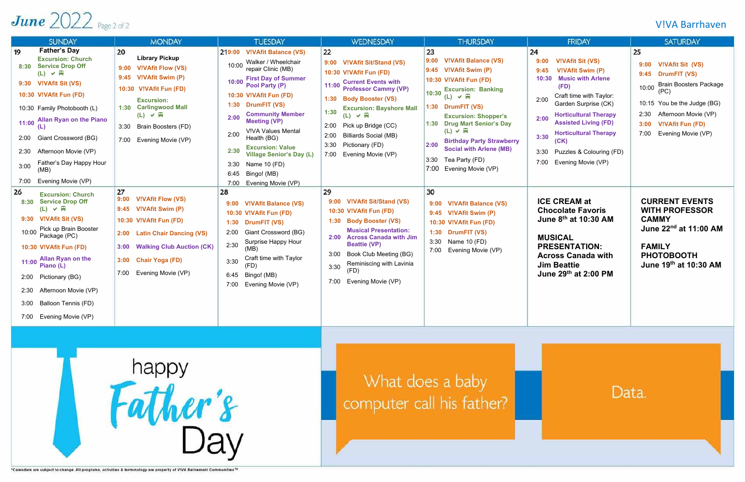# June 2022

V!VA Barrhaven

| SUNDAY | MONDAY | TUESDAY | WEDNESDAY | THURSDAY | FRIDAY | SATURDAY |
|---|---|---|---|---|---|---|
| **19** Father's Day<br>8:30 Excursion: Church Service Drop Off (L) ✔ 🚌<br>9:30 V!VAfit Sit (VS)<br>10:30 V!VAfit Fun (FD)<br>10:30 Family Photobooth (L)<br>11:00 Allan Ryan on the Piano (L)<br>2:00 Giant Crossword (BG)<br>2:30 Afternoon Movie (VP)<br>3:00 Father's Day Happy Hour (MB)<br>7:00 Evening Movie (VP) | **20** Library Pickup<br>9:00 V!VAfit Flow (VS)<br>9:45 V!VAfit Swim (P)<br>10:30 V!VAfit Fun (FD)<br>1:30 Excursion: Carlingwood Mall (L) ✔ 🚌<br>3:30 Brain Boosters (FD)<br>7:00 Evening Movie (VP) | **21**<br>9:00 V!VAfit Balance (VS)<br>10:00 Walker / Wheelchair repair Clinic (MB)<br>10:00 First Day of Summer Pool Party (P)<br>10:30 V!VAfit Fun (FD)<br>1:30 DrumFIT (VS)<br>2:00 Community Member Meeting (VP)<br>2:00 V!VA Values Mental Health (BG)<br>2:30 Excursion: Value Village Senior's Day (L)<br>3:30 Name 10 (FD)<br>6:45 Bingo! (MB)<br>7:00 Evening Movie (VP) | **22**<br>9:00 V!VAfit Sit/Stand (VS)<br>10:30 V!VAfit Fun (FD)<br>11:00 Current Events with Professor Cammy (VP)<br>1:30 Body Booster (VS)<br>1:30 Excursion: Bayshore Mall (L) ✔ 🚌<br>2:00 Pick up Bridge (CC)<br>2:00 Billiards Social (MB)<br>3:30 Pictionary (FD)<br>7:00 Evening Movie (VP) | **23**<br>9:00 V!VAfit Balance (VS)<br>9:45 V!VAfit Swim (P)<br>10:30 V!VAfit Fun (FD)<br>10:30 Excursion: Banking (L) ✔ 🚌<br>1:30 DrumFIT (VS)<br>1:30 Excursion: Shopper's Drug Mart Senior's Day (L) ✔ 🚌<br>2:00 Birthday Party Strawberry Social with Arlene (MB)<br>3:30 Tea Party (FD)<br>7:00 Evening Movie (VP) | **24**<br>9:00 V!VAfit Sit (VS)<br>9:45 V!VAfit Swim (P)<br>10:30 Music with Arlene (FD)<br>2:00 Craft time with Taylor: Garden Surprise (CK)<br>2:00 Horticultural Therapy Assisted Living (FD)<br>3:30 Horticultural Therapy (CK)<br>3:30 Puzzles & Colouring (FD)<br>7:00 Evening Movie (VP) | **25**<br>9:00 V!VAfit Sit (VS)<br>9:45 DrumFIT (VS)<br>10:00 Brain Boosters Package (PC)<br>10:15 You be the Judge (BG)<br>2:30 Afternoon Movie (VP)<br>3:00 V!VAfit Fun (FD)<br>7:00 Evening Movie (VP) |
| **26**<br>8:30 Excursion: Church Service Drop Off (L) ✔ 🚌<br>9:30 V!VAfit Sit (VS)<br>10:00 Pick up Brain Booster Package (PC)<br>10:30 V!VAfit Fun (FD)<br>11:00 Allan Ryan on the Piano (L)<br>2:00 Pictionary (BG)<br>2:30 Afternoon Movie (VP)<br>3:00 Balloon Tennis (FD)<br>7:00 Evening Movie (VP) | **27**<br>9:00 V!VAfit Flow (VS)<br>9:45 V!VAfit Swim (P)<br>10:30 V!VAfit Fun (FD)<br>2:00 Latin Chair Dancing (VS)<br>3:00 Walking Club Auction (CK)<br>3:00 Chair Yoga (FD)<br>7:00 Evening Movie (VP) | **28**<br>9:00 V!VAfit Balance (VS)<br>10:30 V!VAfit Fun (FD)<br>1:30 DrumFIT (VS)<br>2:00 Giant Crossword (BG)<br>2:30 Surprise Happy Hour (MB)<br>3:30 Craft time with Taylor (FD)<br>6:45 Bingo! (MB)<br>7:00 Evening Movie (VP) | **29**<br>9:00 V!VAfit Sit/Stand (VS)<br>10:30 V!VAfit Fun (FD)<br>1:30 Body Booster (VS)<br>2:00 Musical Presentation: Across Canada with Jim Beattie (VP)<br>3:00 Book Club Meeting (BG)<br>3:30 Reminiscing with Lavinia (FD)<br>7:00 Evening Movie (VP) | **30**<br>9:00 V!VAfit Balance (VS)<br>9:45 V!VAfit Swim (P)<br>10:30 V!VAfit Fun (FD)<br>1:30 DrumFIT (VS)<br>3:30 Name 10 (FD)<br>7:00 Evening Movie (VP) | **ICE CREAM at Chocolate Favoris June 8th at 10:30 AM**<br><br>**MUSICAL PRESENTATION: Across Canada with Jim Beattie June 29th at 2:00 PM** | **CURRENT EVENTS WITH PROFESSOR CAMMY June 22nd at 11:00 AM**<br><br>**FAMILY PHOTOBOOTH June 19th at 10:30 AM** |

happy Father's Day

What does a baby computer call his father?

Data.

*Calendars are subject to change. All programs, activities & terminology are property of V!VA Retirement Communities™